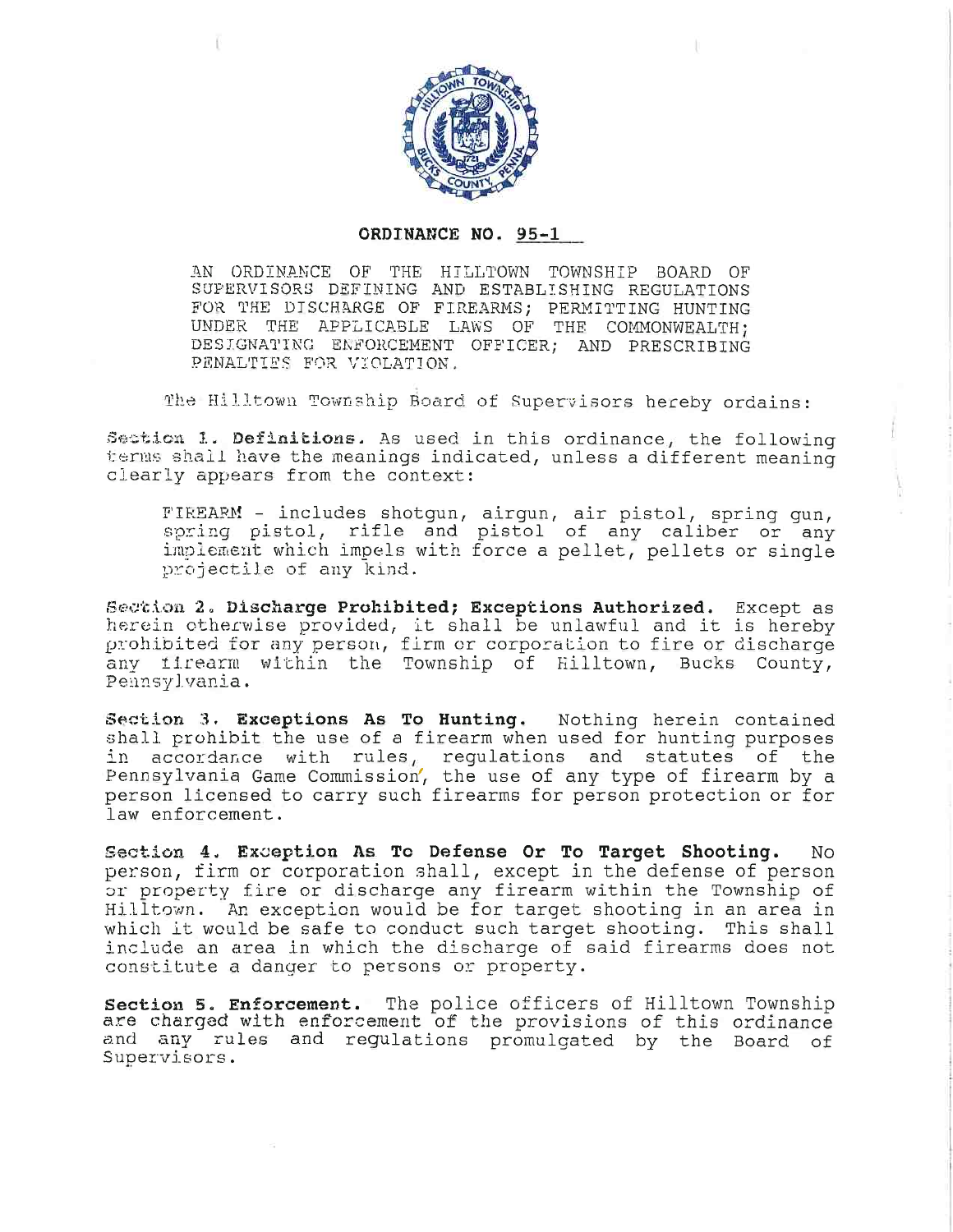# ORDINANCE NO. 95-1

AN ORDINANCE OF THE HILLTOWN TOWNSHIP BOARD OF SUPERVISORS DEFINING AND ESTABLISHING REGULATIONS FOR THE DISCHARGE OF FIREARMS; PERMITTING HUNTING UNDER THE APPLICABLE LAWS OF THE COMMONWEALTH; DESIGNATING ENFORCEMENT OFFICER; AND PRESCRIBING PENALTIES FOR VIOLATION.

The Hilltown Township Board of Supervisors hereby ordains:

**Section 1. Definitions.** As used in this ordinance, the following terms shall have the meanings indicated, unless a different meaning clearly appears from the context:

> FIREARM - includes shotgun, airgun, air pistol, spring gun, spring pistol, rifle and pistol of any caliber or any implement which impels with force a pellet, pellets or single projectile of any kind.

**Section 2. Discharge Prohibited; Exceptions Authorized.** Except as herein otherwise provided, it shall be unlawful and it is hereby prohibited for any person, firm or corporation to fire or discharge any firearm within the Township of Hilltown, Bucks County, Pennsylvania.

**Section 3. Exceptions As To Hunting.** Nothing herein contained shall prohibit the use of a firearm when used for hunting purposes in accordance with rules, regulations and statutes of the Pennsylvania Game Commission, the use of any type of firearm by a person licensed to carry such firearms for person protection or for law enforcement.

**Section 4. Exception As To Defense Or To Target Shooting.** No person, firm or corporation shall, except in the defense of person or property fire or discharge any firearm within the Township of Hilltown. An exception would be for target shooting in an area in which it would be safe to conduct such target shooting. This shall include an area in which the discharge of said firearms does not constitute a danger to persons or property.

**Section 5. Enforcement.** The police officers of Hilltown Township are charged with enforcement of the provisions of this ordinance and any rules and regulations promulgated by the Board of Supervisors.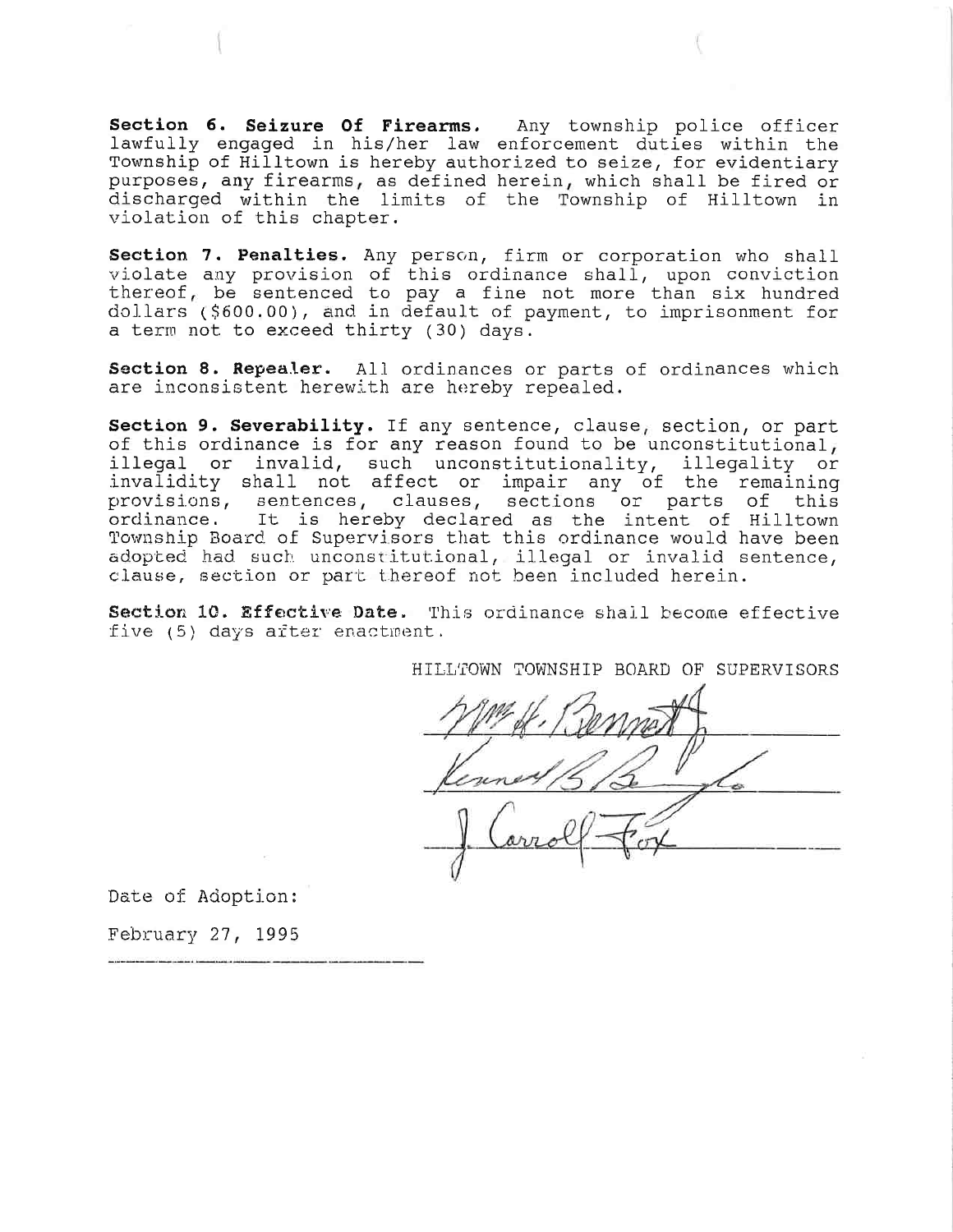**Section 6. Seizure Of Firearms.** Any township police officer lawfully engaged in his/her law enforcement duties within the Township of Hilltown is hereby authorized to seize, for evidentiary purposes, any firearms, as defined herein, which shall be fired or discharged within the limits of the Township of Hilltown in violation of this chapter.

**Section 7. Penalties.** Any person, firm or corporation who shall violate any provision of this ordinance shall, upon conviction thereof, be sentenced to pay a fine not more than six hundred dollars ($600.00), and in default of payment, to imprisonment for a term not to exceed thirty (30) days.

**Section 8. Repealer.** All ordinances or parts of ordinances which are inconsistent herewith are hereby repealed.

**Section 9. Severability.** If any sentence, clause, section, or part of this ordinance is for any reason found to be unconstitutional, illegal or invalid, such unconstitutionality, illegality or invalidity shall not affect or impair any of the remaining provisions, sentences, clauses, sections or parts of this ordinance. It is hereby declared as the intent of Hilltown Township Board of Supervisors that this ordinance would have been adopted had such unconstitutional, illegal or invalid sentence, clause, section or part thereof not been included herein.

**Section 10. Effective Date.** This ordinance shall become effective five (5) days after enactment.

HILLTOWN TOWNSHIP BOARD OF SUPERVISORS

Wm. H. Bennett

Kenneth B. Bergey

J. Carroll Fox

Date of Adoption:

February 27, 1995